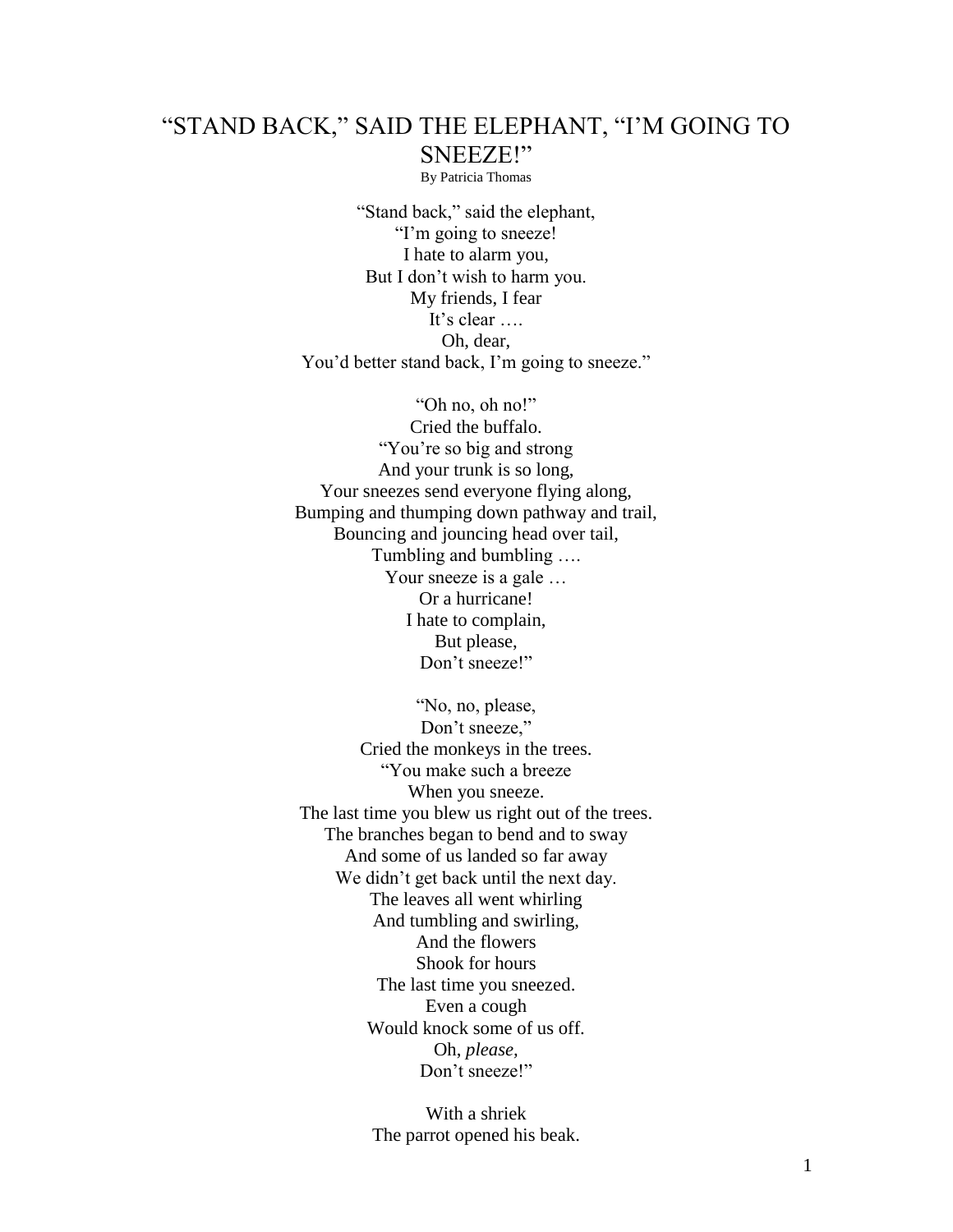# "STAND BACK," SAID THE ELEPHANT, "I'M GOING TO SNEEZE!"

By Patricia Thomas

"Stand back," said the elephant,
"I'm going to sneeze!
I hate to alarm you,
But I don't wish to harm you.
My friends, I fear
It's clear ….
Oh, dear,
You'd better stand back, I'm going to sneeze."

"Oh no, oh no!"
Cried the buffalo.
"You're so big and strong
And your trunk is so long,
Your sneezes send everyone flying along,
Bumping and thumping down pathway and trail,
Bouncing and jouncing head over tail,
Tumbling and bumbling ….
Your sneeze is a gale …
Or a hurricane!
I hate to complain,
But please,
Don't sneeze!"

"No, no, please,
Don't sneeze,"
Cried the monkeys in the trees.
"You make such a breeze
When you sneeze.
The last time you blew us right out of the trees.
The branches began to bend and to sway
And some of us landed so far away
We didn't get back until the next day.
The leaves all went whirling
And tumbling and swirling,
And the flowers
Shook for hours
The last time you sneezed.
Even a cough
Would knock some of us off.
Oh, *please,*
Don't sneeze!"

With a shriek
The parrot opened his beak.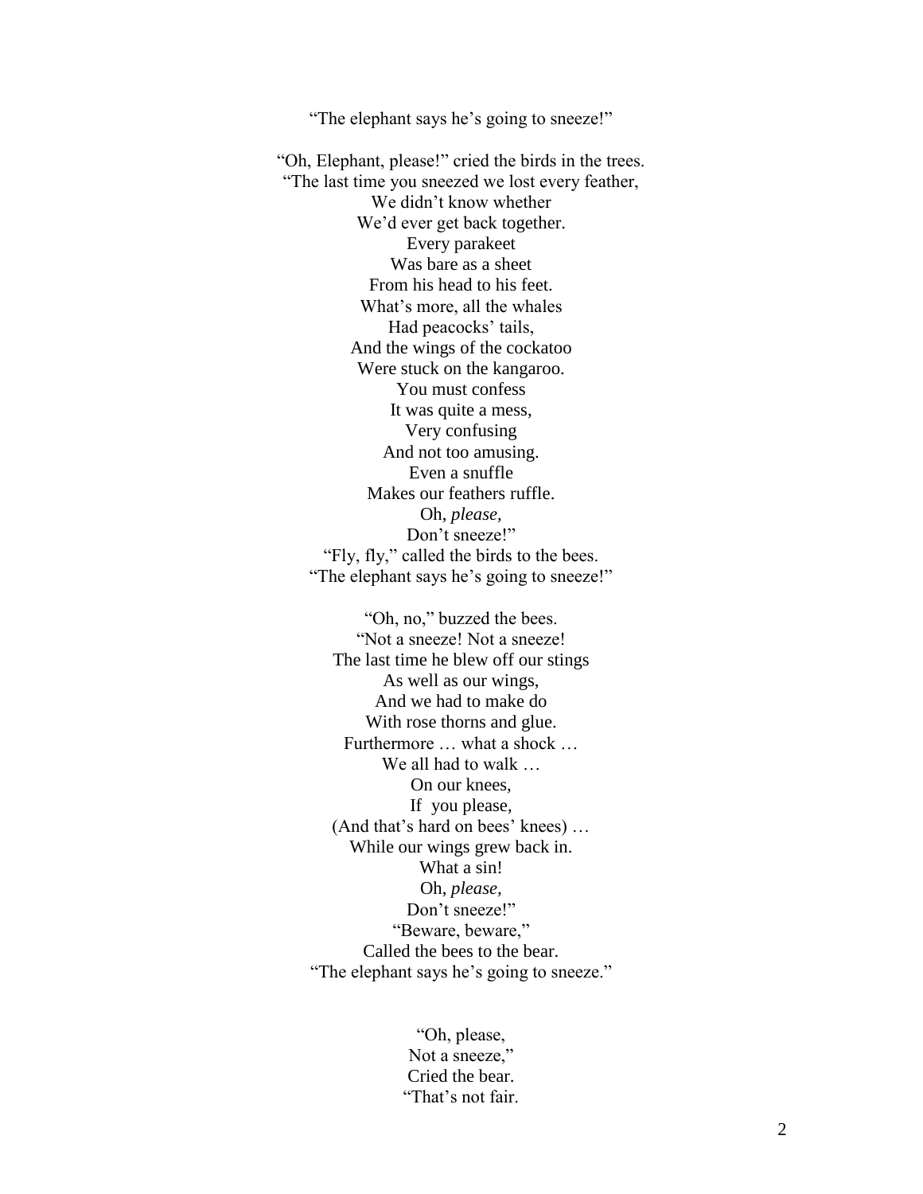"The elephant says he's going to sneeze!"

"Oh, Elephant, please!" cried the birds in the trees.  
"The last time you sneezed we lost every feather,  
We didn't know whether  
We'd ever get back together.  
Every parakeet  
Was bare as a sheet  
From his head to his feet.  
What's more, all the whales  
Had peacocks' tails,  
And the wings of the cockatoo  
Were stuck on the kangaroo.  
You must confess  
It was quite a mess,  
Very confusing  
And not too amusing.  
Even a snuffle  
Makes our feathers ruffle.  
Oh, *please,*  
Don't sneeze!"  
"Fly, fly," called the birds to the bees.  
"The elephant says he's going to sneeze!"

"Oh, no," buzzed the bees.  
"Not a sneeze! Not a sneeze!  
The last time he blew off our stings  
As well as our wings,  
And we had to make do  
With rose thorns and glue.  
Furthermore … what a shock …  
We all had to walk …  
On our knees,  
If you please,  
(And that's hard on bees' knees) …  
While our wings grew back in.  
What a sin!  
Oh, *please,*  
Don't sneeze!"  
"Beware, beware,"  
Called the bees to the bear.  
"The elephant says he's going to sneeze."

"Oh, please,  
Not a sneeze,"  
Cried the bear.  
"That's not fair.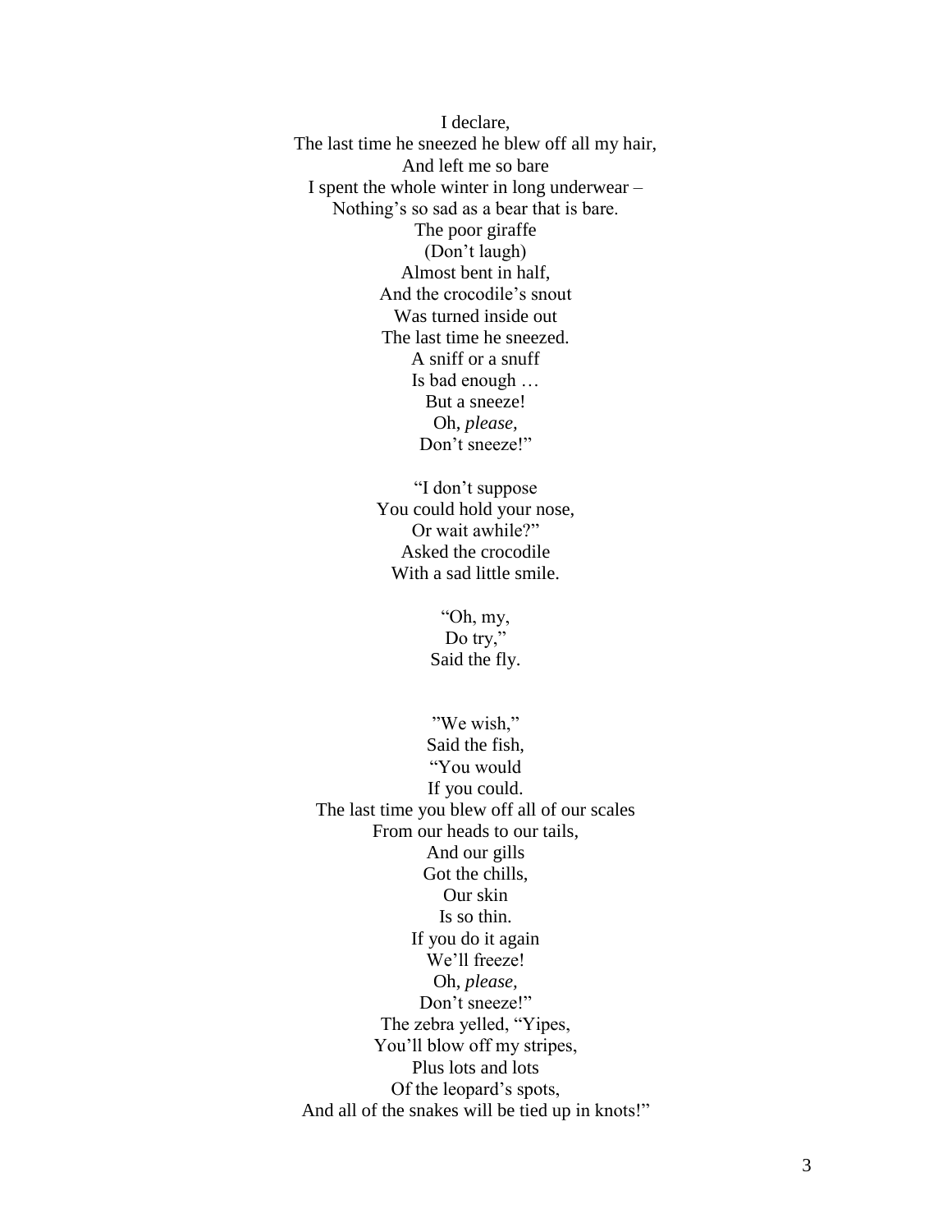I declare,  
The last time he sneezed he blew off all my hair,  
And left me so bare  
I spent the whole winter in long underwear –  
Nothing's so sad as a bear that is bare.  
The poor giraffe  
(Don't laugh)  
Almost bent in half,  
And the crocodile's snout  
Was turned inside out  
The last time he sneezed.  
A sniff or a snuff  
Is bad enough …  
But a sneeze!  
Oh, *please,*  
Don't sneeze!"

"I don't suppose  
You could hold your nose,  
Or wait awhile?"  
Asked the crocodile  
With a sad little smile.

"Oh, my,  
Do try,"  
Said the fly.

"We wish,"  
Said the fish,  
"You would  
If you could.  
The last time you blew off all of our scales  
From our heads to our tails,  
And our gills  
Got the chills,  
Our skin  
Is so thin.  
If you do it again  
We'll freeze!  
Oh, *please,*  
Don't sneeze!"  
The zebra yelled, "Yipes,  
You'll blow off my stripes,  
Plus lots and lots  
Of the leopard's spots,  
And all of the snakes will be tied up in knots!"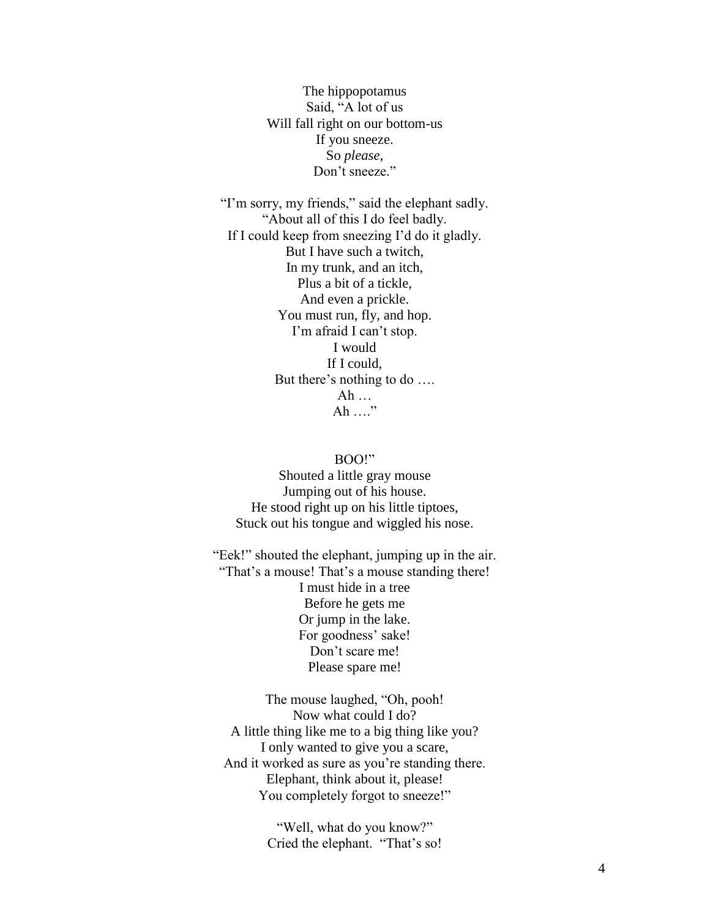The hippopotamus
Said, "A lot of us
Will fall right on our bottom-us
If you sneeze.
So *please,*
Don't sneeze."

"I'm sorry, my friends," said the elephant sadly.
"About all of this I do feel badly.
If I could keep from sneezing I'd do it gladly.
But I have such a twitch,
In my trunk, and an itch,
Plus a bit of a tickle,
And even a prickle.
You must run, fly, and hop.
I'm afraid I can't stop.
I would
If I could,
But there's nothing to do ….
Ah …
Ah …."

BOO!"
Shouted a little gray mouse
Jumping out of his house.
He stood right up on his little tiptoes,
Stuck out his tongue and wiggled his nose.

"Eek!" shouted the elephant, jumping up in the air.
"That's a mouse! That's a mouse standing there!
I must hide in a tree
Before he gets me
Or jump in the lake.
For goodness' sake!
Don't scare me!
Please spare me!

The mouse laughed, "Oh, pooh!
Now what could I do?
A little thing like me to a big thing like you?
I only wanted to give you a scare,
And it worked as sure as you're standing there.
Elephant, think about it, please!
You completely forgot to sneeze!"

"Well, what do you know?"
Cried the elephant. "That's so!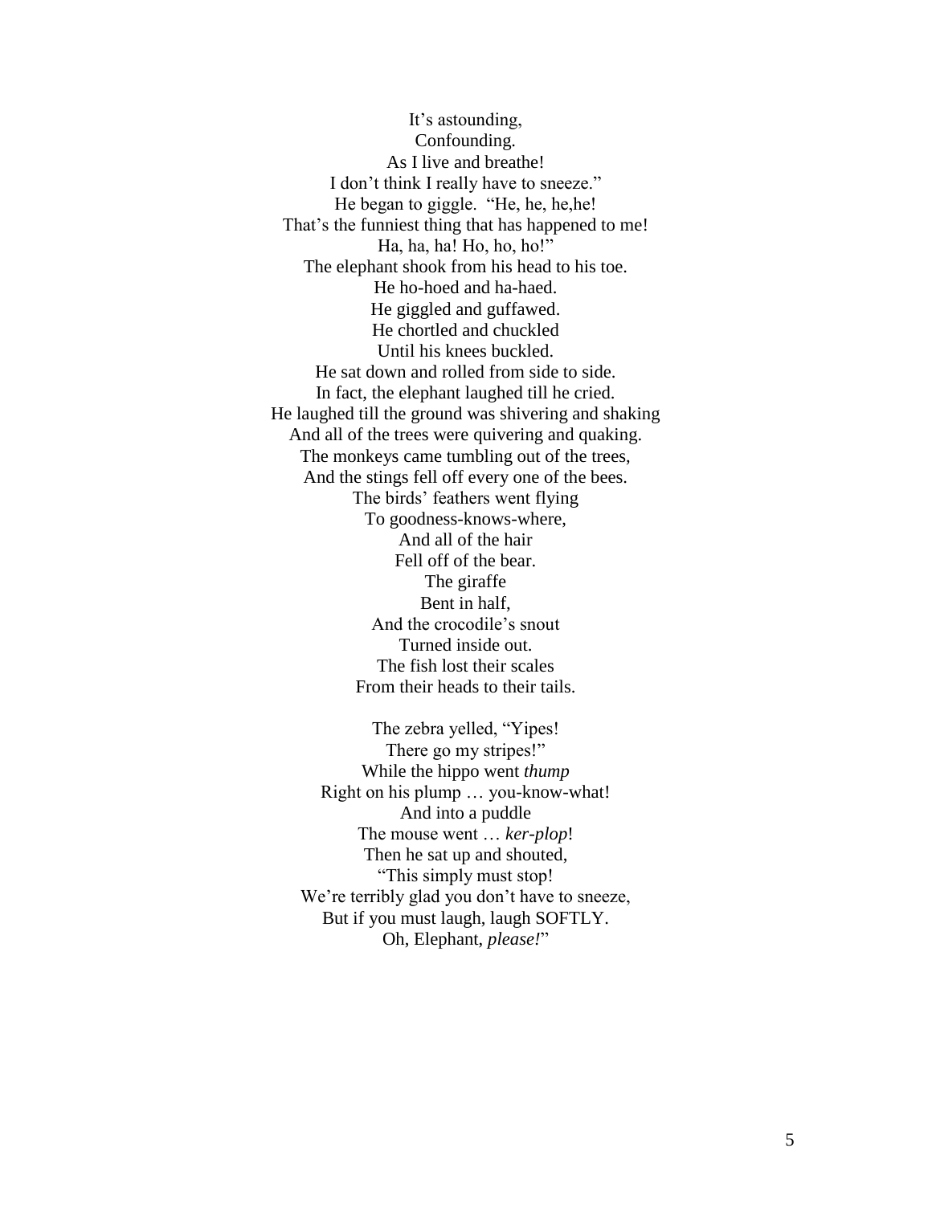It's astounding,  
Confounding.  
As I live and breathe!  
I don't think I really have to sneeze."  
He began to giggle. "He, he, he,he!  
That's the funniest thing that has happened to me!  
Ha, ha, ha! Ho, ho, ho!"  
The elephant shook from his head to his toe.  
He ho-hoed and ha-haed.  
He giggled and guffawed.  
He chortled and chuckled  
Until his knees buckled.  
He sat down and rolled from side to side.  
In fact, the elephant laughed till he cried.  
He laughed till the ground was shivering and shaking  
And all of the trees were quivering and quaking.  
The monkeys came tumbling out of the trees,  
And the stings fell off every one of the bees.  
The birds' feathers went flying  
To goodness-knows-where,  
And all of the hair  
Fell off of the bear.  
The giraffe  
Bent in half,  
And the crocodile's snout  
Turned inside out.  
The fish lost their scales  
From their heads to their tails.

The zebra yelled, "Yipes!  
There go my stripes!"  
While the hippo went *thump*  
Right on his plump … you-know-what!  
And into a puddle  
The mouse went … *ker-plop*!  
Then he sat up and shouted,  
"This simply must stop!  
We're terribly glad you don't have to sneeze,  
But if you must laugh, laugh SOFTLY.  
Oh, Elephant, *please!*"